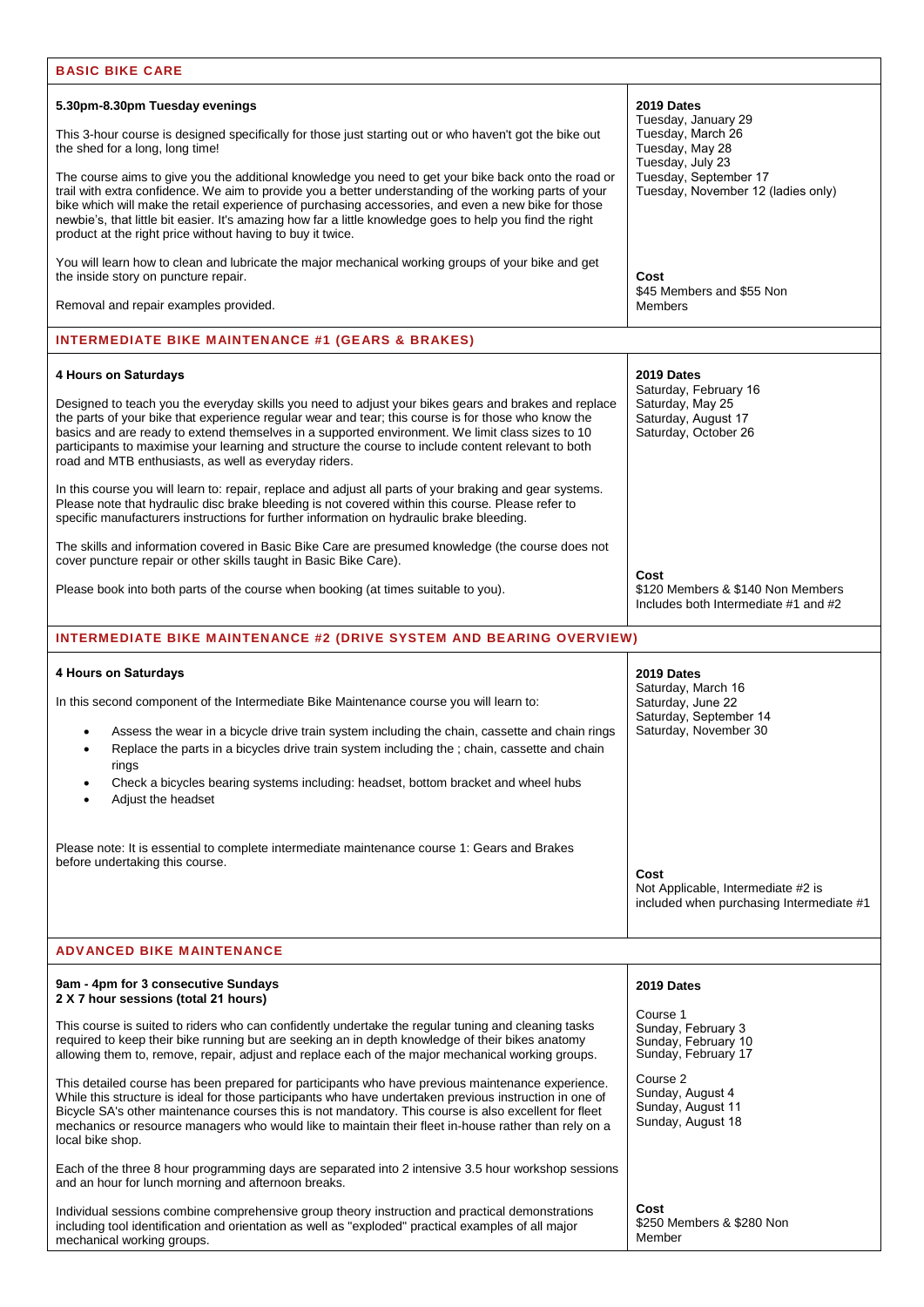## BASIC BIKE CARE

**5.30pm-8.30pm Tuesday evenings**

This 3-hour course is designed specifically for those just starting out or who haven't got the bike out the shed for a long, long time!

The course aims to give you the additional knowledge you need to get your bike back onto the road or trail with extra confidence. We aim to provide you a better understanding of the working parts of your bike which will make the retail experience of purchasing accessories, and even a new bike for those newbie's, that little bit easier. It's amazing how far a little knowledge goes to help you find the right product at the right price without having to buy it twice.

You will learn how to clean and lubricate the major mechanical working groups of your bike and get the inside story on puncture repair.

Removal and repair examples provided.

**2019 Dates**
Tuesday, January 29
Tuesday, March 26
Tuesday, May 28
Tuesday, July 23
Tuesday, September 17
Tuesday, November 12 (ladies only)

**Cost**
$45 Members and $55 Non Members

## INTERMEDIATE BIKE MAINTENANCE #1 (GEARS & BRAKES)

**4 Hours on Saturdays**

Designed to teach you the everyday skills you need to adjust your bikes gears and brakes and replace the parts of your bike that experience regular wear and tear; this course is for those who know the basics and are ready to extend themselves in a supported environment. We limit class sizes to 10 participants to maximise your learning and structure the course to include content relevant to both road and MTB enthusiasts, as well as everyday riders.

In this course you will learn to: repair, replace and adjust all parts of your braking and gear systems. Please note that hydraulic disc brake bleeding is not covered within this course. Please refer to specific manufacturers instructions for further information on hydraulic brake bleeding.

The skills and information covered in Basic Bike Care are presumed knowledge (the course does not cover puncture repair or other skills taught in Basic Bike Care).

Please book into both parts of the course when booking (at times suitable to you).

**2019 Dates**
Saturday, February 16
Saturday, May 25
Saturday, August 17
Saturday, October 26

**Cost**
$120 Members & $140 Non Members
Includes both Intermediate #1 and #2

## INTERMEDIATE BIKE MAINTENANCE #2 (DRIVE SYSTEM AND BEARING OVERVIEW)

**4 Hours on Saturdays**

In this second component of the Intermediate Bike Maintenance course you will learn to:

- Assess the wear in a bicycle drive train system including the chain, cassette and chain rings
- Replace the parts in a bicycles drive train system including the ; chain, cassette and chain rings
- Check a bicycles bearing systems including: headset, bottom bracket and wheel hubs
- Adjust the headset

Please note: It is essential to complete intermediate maintenance course 1: Gears and Brakes before undertaking this course.

**2019 Dates**
Saturday, March 16
Saturday, June 22
Saturday, September 14
Saturday, November 30

**Cost**
Not Applicable, Intermediate #2 is included when purchasing Intermediate #1

## ADVANCED BIKE MAINTENANCE

**9am - 4pm for 3 consecutive Sundays**
**2 X 7 hour sessions (total 21 hours)**

This course is suited to riders who can confidently undertake the regular tuning and cleaning tasks required to keep their bike running but are seeking an in depth knowledge of their bikes anatomy allowing them to, remove, repair, adjust and replace each of the major mechanical working groups.

This detailed course has been prepared for participants who have previous maintenance experience. While this structure is ideal for those participants who have undertaken previous instruction in one of Bicycle SA's other maintenance courses this is not mandatory. This course is also excellent for fleet mechanics or resource managers who would like to maintain their fleet in-house rather than rely on a local bike shop.

Each of the three 8 hour programming days are separated into 2 intensive 3.5 hour workshop sessions and an hour for lunch morning and afternoon breaks.

Individual sessions combine comprehensive group theory instruction and practical demonstrations including tool identification and orientation as well as "exploded" practical examples of all major mechanical working groups.

**2019 Dates**

Course 1
Sunday, February 3
Sunday, February 10
Sunday, February 17

Course 2
Sunday, August 4
Sunday, August 11
Sunday, August 18

**Cost**
$250 Members & $280 Non Member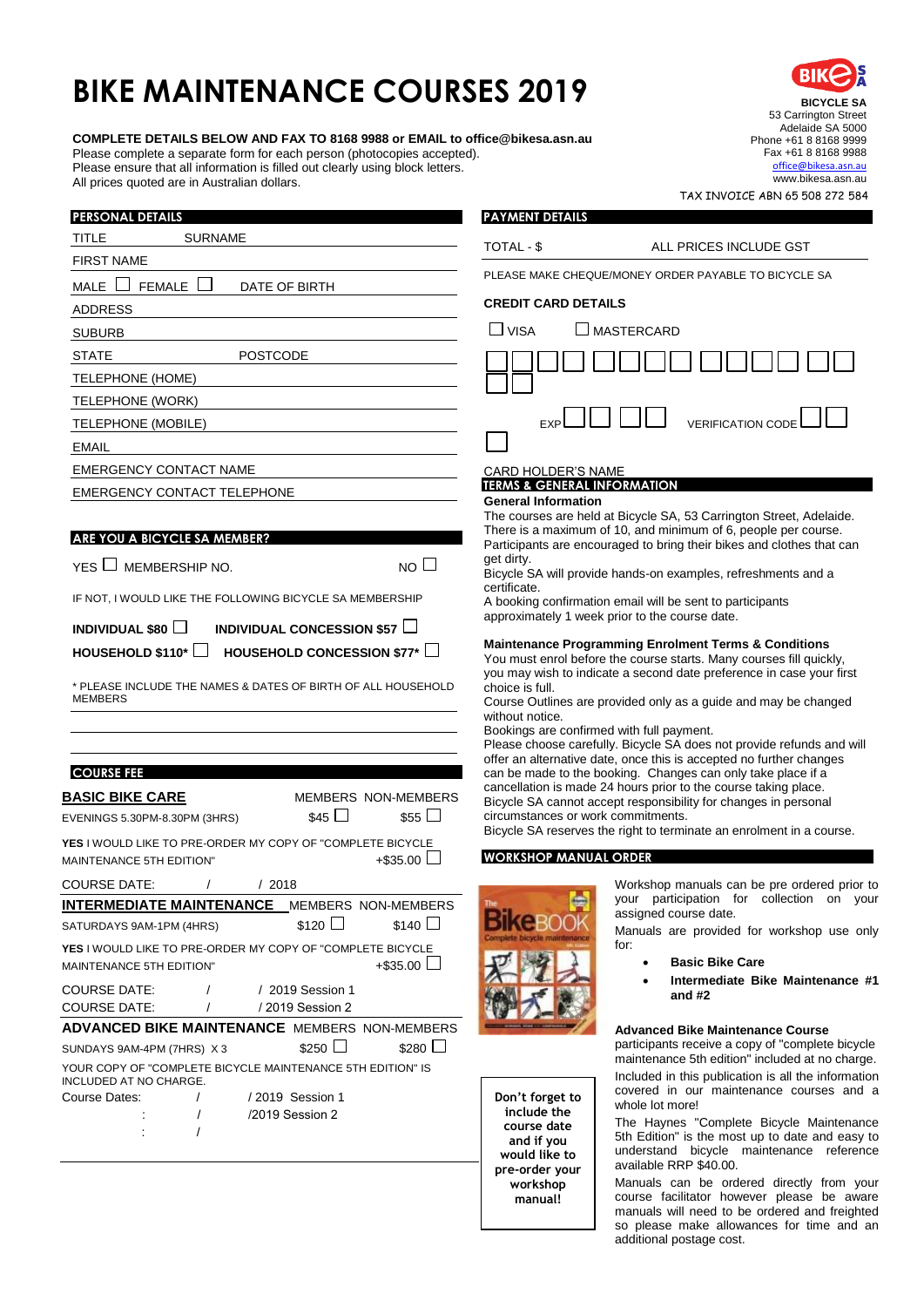# BIKE MAINTENANCE COURSES 2019

**COMPLETE DETAILS BELOW AND FAX TO 8168 9988 or EMAIL to office@bikesa.asn.au**
Please complete a separate form for each person (photocopies accepted).
Please ensure that all information is filled out clearly using block letters.
All prices quoted are in Australian dollars.

**BICYCLE SA**
53 Carrington Street
Adelaide SA 5000
Phone +61 8 8168 9999
Fax +61 8 8168 9988
office@bikesa.asn.au
www.bikesa.asn.au

TAX INVOICE ABN 65 508 272 584

## PERSONAL DETAILS

TITLE SURNAME

FIRST NAME

MALE ☐ FEMALE ☐ DATE OF BIRTH

ADDRESS

SUBURB

STATE POSTCODE

TELEPHONE (HOME)

TELEPHONE (WORK)

TELEPHONE (MOBILE)

EMAIL

EMERGENCY CONTACT NAME

EMERGENCY CONTACT TELEPHONE

## ARE YOU A BICYCLE SA MEMBER?

YES ☐ MEMBERSHIP NO. NO ☐

IF NOT, I WOULD LIKE THE FOLLOWING BICYCLE SA MEMBERSHIP

**INDIVIDUAL $80** ☐ **INDIVIDUAL CONCESSION $57** ☐

**HOUSEHOLD $110*** ☐ **HOUSEHOLD CONCESSION $77*** ☐

* PLEASE INCLUDE THE NAMES & DATES OF BIRTH OF ALL HOUSEHOLD MEMBERS

## COURSE FEE

**BASIC BIKE CARE** MEMBERS NON-MEMBERS

EVENINGS 5.30PM-8.30PM (3HRS) $45 ☐ $55 ☐

**YES** I WOULD LIKE TO PRE-ORDER MY COPY OF "COMPLETE BICYCLE MAINTENANCE 5TH EDITION" +$35.00 ☐

COURSE DATE: / / 2018

**INTERMEDIATE MAINTENANCE** MEMBERS NON-MEMBERS

SATURDAYS 9AM-1PM (4HRS) $120 ☐ $140 ☐

**YES** I WOULD LIKE TO PRE-ORDER MY COPY OF "COMPLETE BICYCLE MAINTENANCE 5TH EDITION" +$35.00 ☐

COURSE DATE: / / 2019 Session 1
COURSE DATE: / / 2019 Session 2

**ADVANCED BIKE MAINTENANCE** MEMBERS NON-MEMBERS

SUNDAYS 9AM-4PM (7HRS) X 3 $250 ☐ $280 ☐

YOUR COPY OF "COMPLETE BICYCLE MAINTENANCE 5TH EDITION" IS INCLUDED AT NO CHARGE.

Course Dates: / / 2019 Session 1
: / /2019 Session 2
: /

## PAYMENT DETAILS

TOTAL - $ ALL PRICES INCLUDE GST

PLEASE MAKE CHEQUE/MONEY ORDER PAYABLE TO BICYCLE SA

**CREDIT CARD DETAILS**

☐ VISA ☐ MASTERCARD

EXP VERIFICATION CODE

CARD HOLDER'S NAME

## TERMS & GENERAL INFORMATION

**General Information**

The courses are held at Bicycle SA, 53 Carrington Street, Adelaide.
There is a maximum of 10, and minimum of 6, people per course.
Participants are encouraged to bring their bikes and clothes that can get dirty.
Bicycle SA will provide hands-on examples, refreshments and a certificate.
A booking confirmation email will be sent to participants approximately 1 week prior to the course date.

**Maintenance Programming Enrolment Terms & Conditions**

You must enrol before the course starts. Many courses fill quickly, you may wish to indicate a second date preference in case your first choice is full.
Course Outlines are provided only as a guide and may be changed without notice.
Bookings are confirmed with full payment.
Please choose carefully. Bicycle SA does not provide refunds and will offer an alternative date, once this is accepted no further changes can be made to the booking. Changes can only take place if a cancellation is made 24 hours prior to the course taking place.
Bicycle SA cannot accept responsibility for changes in personal circumstances or work commitments.
Bicycle SA reserves the right to terminate an enrolment in a course.

## WORKSHOP MANUAL ORDER

Workshop manuals can be pre ordered prior to your participation for collection on your assigned course date.

Manuals are provided for workshop use only for:

- **Basic Bike Care**
- **Intermediate Bike Maintenance #1 and #2**

**Advanced Bike Maintenance Course** participants receive a copy of "complete bicycle maintenance 5th edition" included at no charge.

Included in this publication is all the information covered in our maintenance courses and a whole lot more!

The Haynes "Complete Bicycle Maintenance 5th Edition" is the most up to date and easy to understand bicycle maintenance reference available RRP $40.00.

Manuals can be ordered directly from your course facilitator however please be aware manuals will need to be ordered and freighted so please make allowances for time and an additional postage cost.

**Don't forget to include the course date and if you would like to pre-order your workshop manual!**